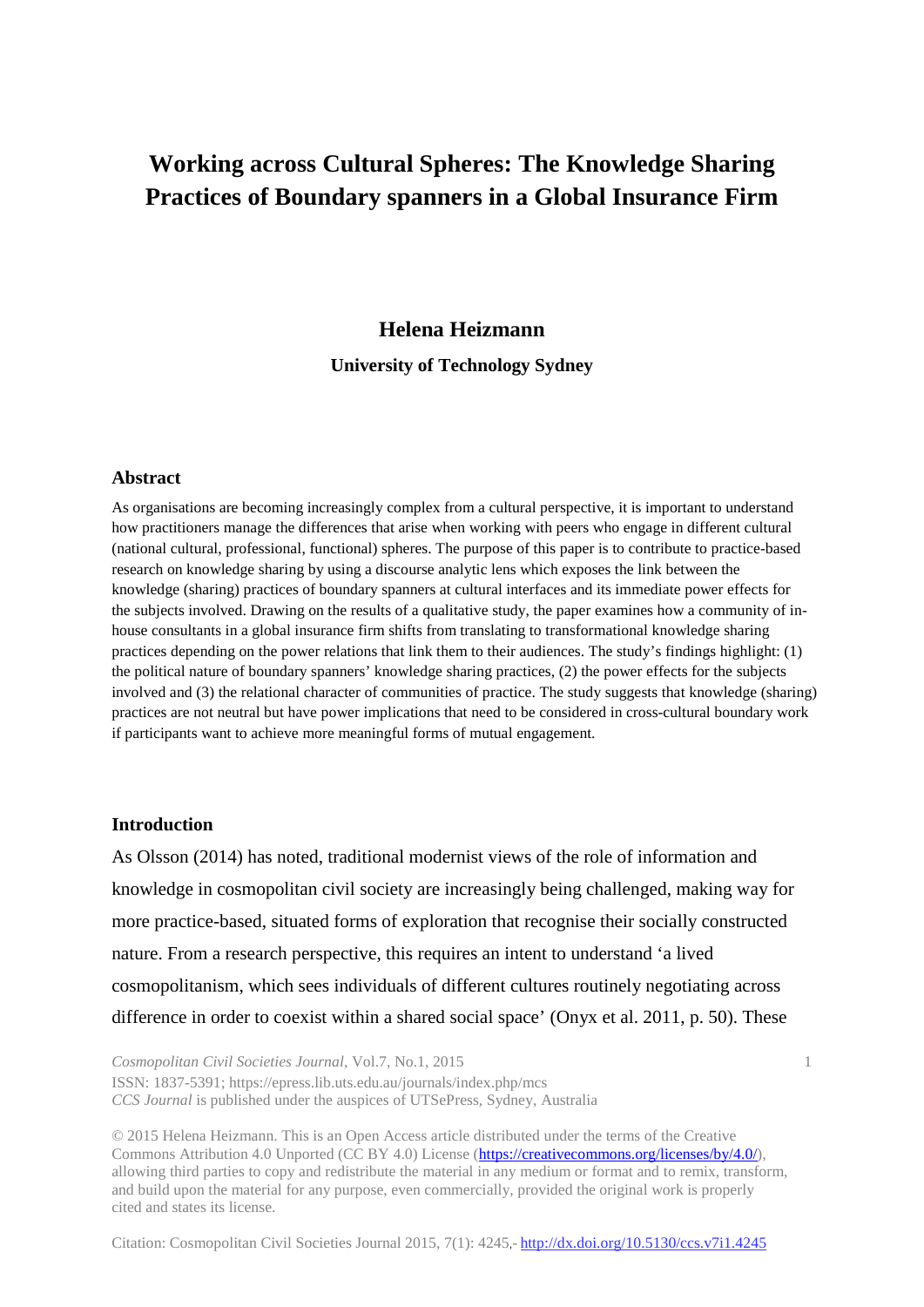# Working across Cultural Spheres: The Knowledge Sharing Practices of Boundary spanners in a Global Insurance Firm

**Helena Heizmann**

**University of Technology Sydney**

## Abstract

As organisations are becoming increasingly complex from a cultural perspective, it is important to understand how practitioners manage the differences that arise when working with peers who engage in different cultural (national cultural, professional, functional) spheres. The purpose of this paper is to contribute to practice-based research on knowledge sharing by using a discourse analytic lens which exposes the link between the knowledge (sharing) practices of boundary spanners at cultural interfaces and its immediate power effects for the subjects involved. Drawing on the results of a qualitative study, the paper examines how a community of in-house consultants in a global insurance firm shifts from translating to transformational knowledge sharing practices depending on the power relations that link them to their audiences. The study's findings highlight: (1) the political nature of boundary spanners' knowledge sharing practices, (2) the power effects for the subjects involved and (3) the relational character of communities of practice. The study suggests that knowledge (sharing) practices are not neutral but have power implications that need to be considered in cross-cultural boundary work if participants want to achieve more meaningful forms of mutual engagement.

## Introduction

As Olsson (2014) has noted, traditional modernist views of the role of information and knowledge in cosmopolitan civil society are increasingly being challenged, making way for more practice-based, situated forms of exploration that recognise their socially constructed nature. From a research perspective, this requires an intent to understand 'a lived cosmopolitanism, which sees individuals of different cultures routinely negotiating across difference in order to coexist within a shared social space' (Onyx et al. 2011, p. 50). These

© 2015 Helena Heizmann. This is an Open Access article distributed under the terms of the Creative Commons Attribution 4.0 Unported (CC BY 4.0) License (https://creativecommons.org/licenses/by/4.0/), allowing third parties to copy and redistribute the material in any medium or format and to remix, transform, and build upon the material for any purpose, even commercially, provided the original work is properly cited and states its license.

Citation: Cosmopolitan Civil Societies Journal 2015, 7(1): 4245, http://dx.doi.org/10.5130/ccs.v7i1.4245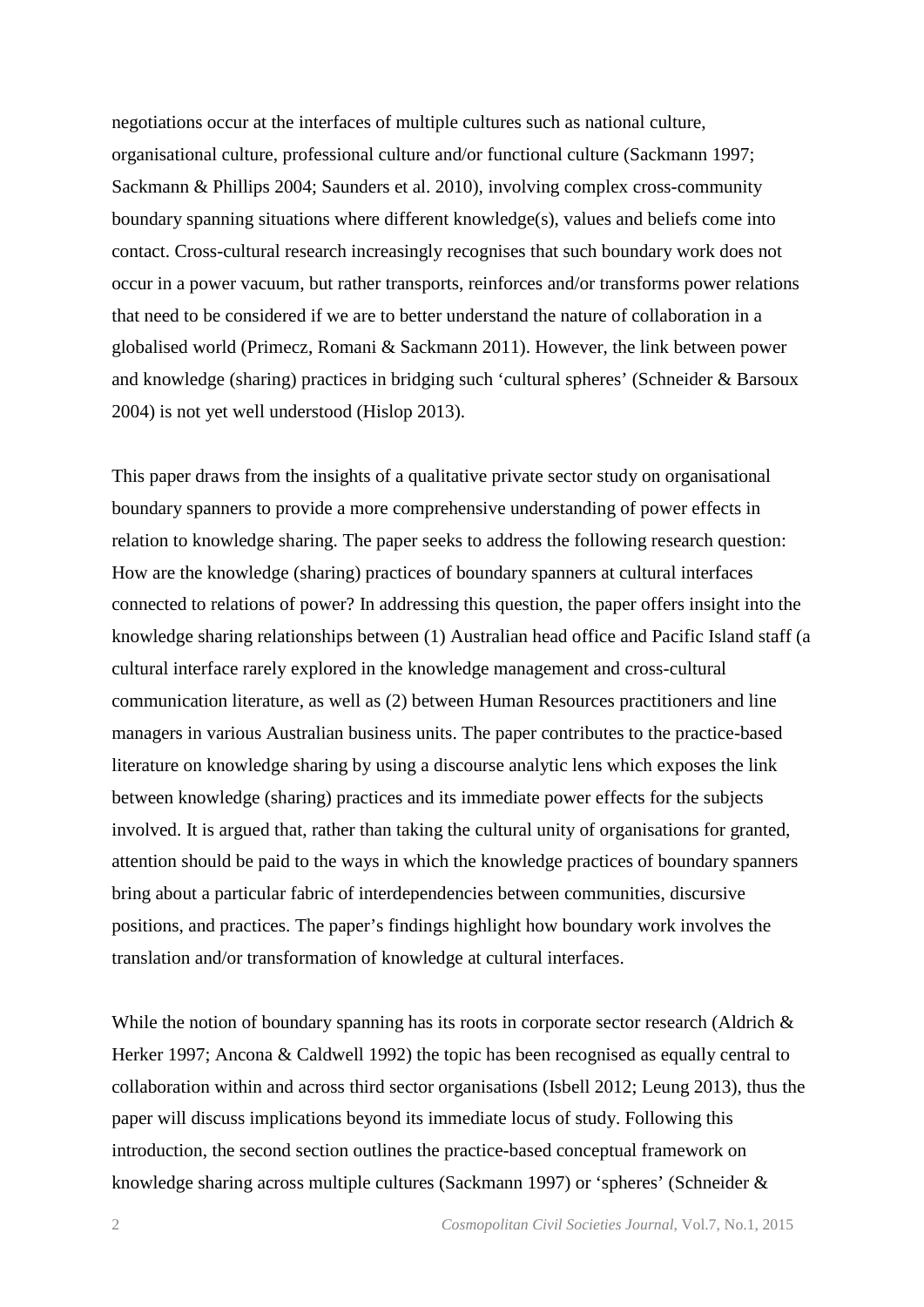negotiations occur at the interfaces of multiple cultures such as national culture, organisational culture, professional culture and/or functional culture (Sackmann 1997; Sackmann & Phillips 2004; Saunders et al. 2010), involving complex cross-community boundary spanning situations where different knowledge(s), values and beliefs come into contact. Cross-cultural research increasingly recognises that such boundary work does not occur in a power vacuum, but rather transports, reinforces and/or transforms power relations that need to be considered if we are to better understand the nature of collaboration in a globalised world (Primecz, Romani & Sackmann 2011). However, the link between power and knowledge (sharing) practices in bridging such 'cultural spheres' (Schneider & Barsoux 2004) is not yet well understood (Hislop 2013).

This paper draws from the insights of a qualitative private sector study on organisational boundary spanners to provide a more comprehensive understanding of power effects in relation to knowledge sharing. The paper seeks to address the following research question: How are the knowledge (sharing) practices of boundary spanners at cultural interfaces connected to relations of power? In addressing this question, the paper offers insight into the knowledge sharing relationships between (1) Australian head office and Pacific Island staff (a cultural interface rarely explored in the knowledge management and cross-cultural communication literature, as well as (2) between Human Resources practitioners and line managers in various Australian business units. The paper contributes to the practice-based literature on knowledge sharing by using a discourse analytic lens which exposes the link between knowledge (sharing) practices and its immediate power effects for the subjects involved. It is argued that, rather than taking the cultural unity of organisations for granted, attention should be paid to the ways in which the knowledge practices of boundary spanners bring about a particular fabric of interdependencies between communities, discursive positions, and practices. The paper's findings highlight how boundary work involves the translation and/or transformation of knowledge at cultural interfaces.

While the notion of boundary spanning has its roots in corporate sector research (Aldrich & Herker 1997; Ancona & Caldwell 1992) the topic has been recognised as equally central to collaboration within and across third sector organisations (Isbell 2012; Leung 2013), thus the paper will discuss implications beyond its immediate locus of study. Following this introduction, the second section outlines the practice-based conceptual framework on knowledge sharing across multiple cultures (Sackmann 1997) or 'spheres' (Schneider &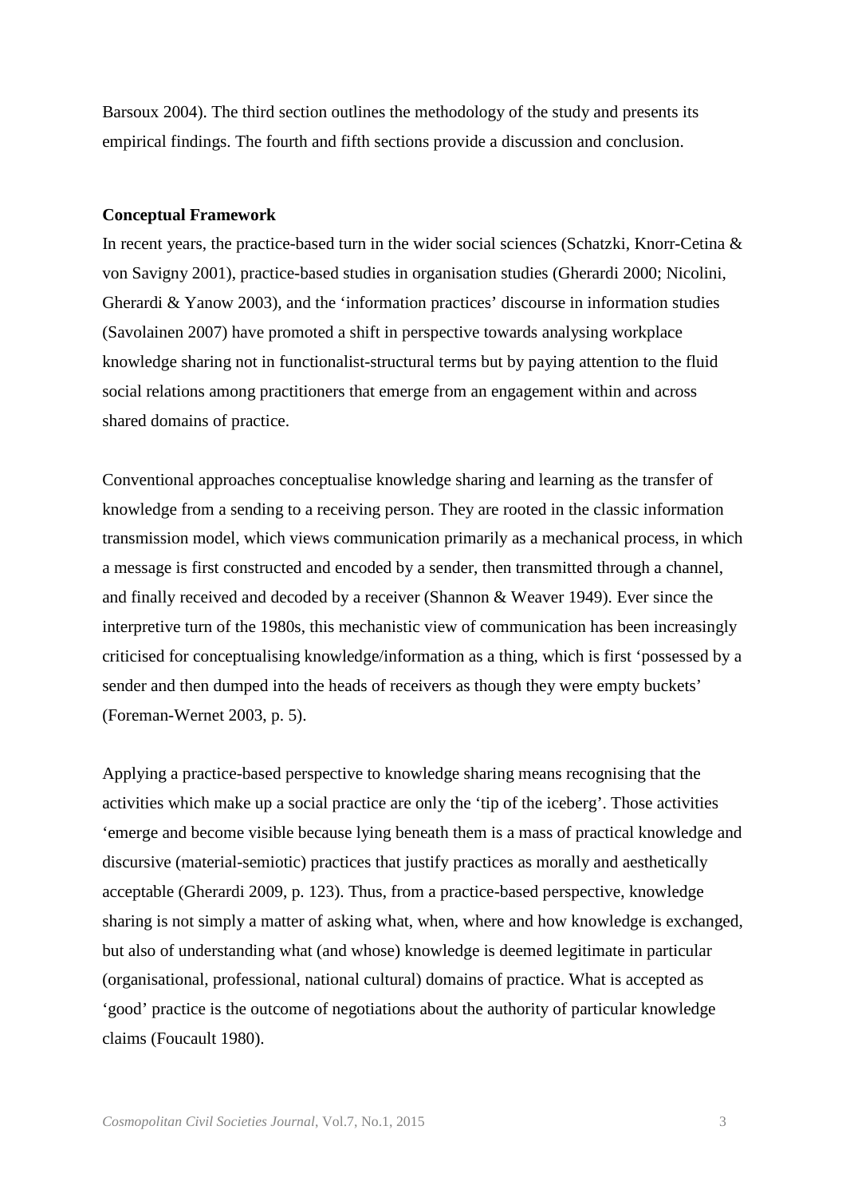Barsoux 2004). The third section outlines the methodology of the study and presents its empirical findings. The fourth and fifth sections provide a discussion and conclusion.

## Conceptual Framework

In recent years, the practice-based turn in the wider social sciences (Schatzki, Knorr-Cetina & von Savigny 2001), practice-based studies in organisation studies (Gherardi 2000; Nicolini, Gherardi & Yanow 2003), and the 'information practices' discourse in information studies (Savolainen 2007) have promoted a shift in perspective towards analysing workplace knowledge sharing not in functionalist-structural terms but by paying attention to the fluid social relations among practitioners that emerge from an engagement within and across shared domains of practice.

Conventional approaches conceptualise knowledge sharing and learning as the transfer of knowledge from a sending to a receiving person. They are rooted in the classic information transmission model, which views communication primarily as a mechanical process, in which a message is first constructed and encoded by a sender, then transmitted through a channel, and finally received and decoded by a receiver (Shannon & Weaver 1949). Ever since the interpretive turn of the 1980s, this mechanistic view of communication has been increasingly criticised for conceptualising knowledge/information as a thing, which is first 'possessed by a sender and then dumped into the heads of receivers as though they were empty buckets' (Foreman-Wernet 2003, p. 5).

Applying a practice-based perspective to knowledge sharing means recognising that the activities which make up a social practice are only the 'tip of the iceberg'. Those activities 'emerge and become visible because lying beneath them is a mass of practical knowledge and discursive (material-semiotic) practices that justify practices as morally and aesthetically acceptable (Gherardi 2009, p. 123). Thus, from a practice-based perspective, knowledge sharing is not simply a matter of asking what, when, where and how knowledge is exchanged, but also of understanding what (and whose) knowledge is deemed legitimate in particular (organisational, professional, national cultural) domains of practice. What is accepted as 'good' practice is the outcome of negotiations about the authority of particular knowledge claims (Foucault 1980).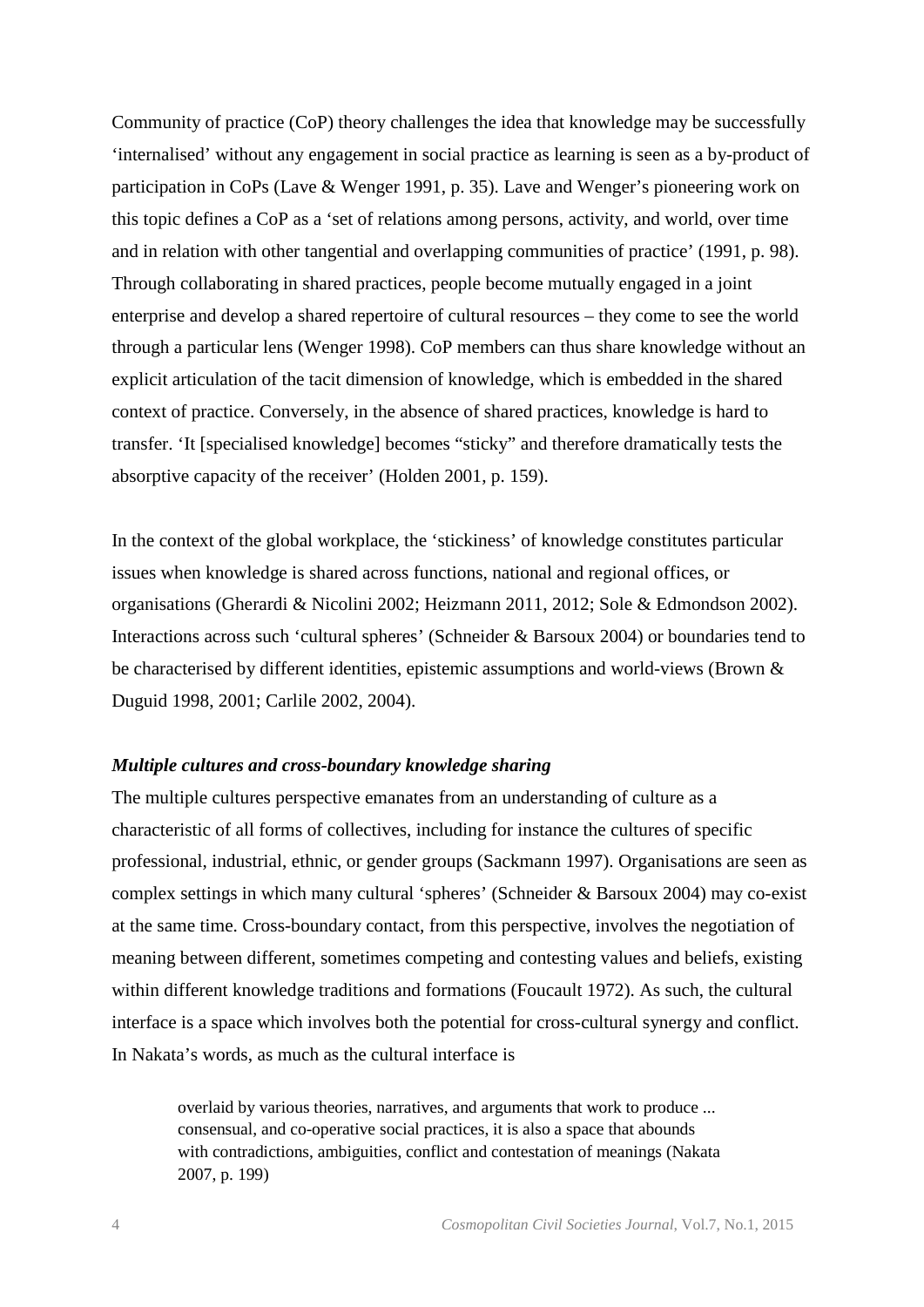Community of practice (CoP) theory challenges the idea that knowledge may be successfully 'internalised' without any engagement in social practice as learning is seen as a by-product of participation in CoPs (Lave & Wenger 1991, p. 35). Lave and Wenger's pioneering work on this topic defines a CoP as a 'set of relations among persons, activity, and world, over time and in relation with other tangential and overlapping communities of practice' (1991, p. 98). Through collaborating in shared practices, people become mutually engaged in a joint enterprise and develop a shared repertoire of cultural resources – they come to see the world through a particular lens (Wenger 1998). CoP members can thus share knowledge without an explicit articulation of the tacit dimension of knowledge, which is embedded in the shared context of practice. Conversely, in the absence of shared practices, knowledge is hard to transfer. 'It [specialised knowledge] becomes "sticky" and therefore dramatically tests the absorptive capacity of the receiver' (Holden 2001, p. 159).

In the context of the global workplace, the 'stickiness' of knowledge constitutes particular issues when knowledge is shared across functions, national and regional offices, or organisations (Gherardi & Nicolini 2002; Heizmann 2011, 2012; Sole & Edmondson 2002). Interactions across such 'cultural spheres' (Schneider & Barsoux 2004) or boundaries tend to be characterised by different identities, epistemic assumptions and world-views (Brown & Duguid 1998, 2001; Carlile 2002, 2004).

### *Multiple cultures and cross-boundary knowledge sharing*

The multiple cultures perspective emanates from an understanding of culture as a characteristic of all forms of collectives, including for instance the cultures of specific professional, industrial, ethnic, or gender groups (Sackmann 1997). Organisations are seen as complex settings in which many cultural 'spheres' (Schneider & Barsoux 2004) may co-exist at the same time. Cross-boundary contact, from this perspective, involves the negotiation of meaning between different, sometimes competing and contesting values and beliefs, existing within different knowledge traditions and formations (Foucault 1972). As such, the cultural interface is a space which involves both the potential for cross-cultural synergy and conflict. In Nakata's words, as much as the cultural interface is

> overlaid by various theories, narratives, and arguments that work to produce ... consensual, and co-operative social practices, it is also a space that abounds with contradictions, ambiguities, conflict and contestation of meanings (Nakata 2007, p. 199)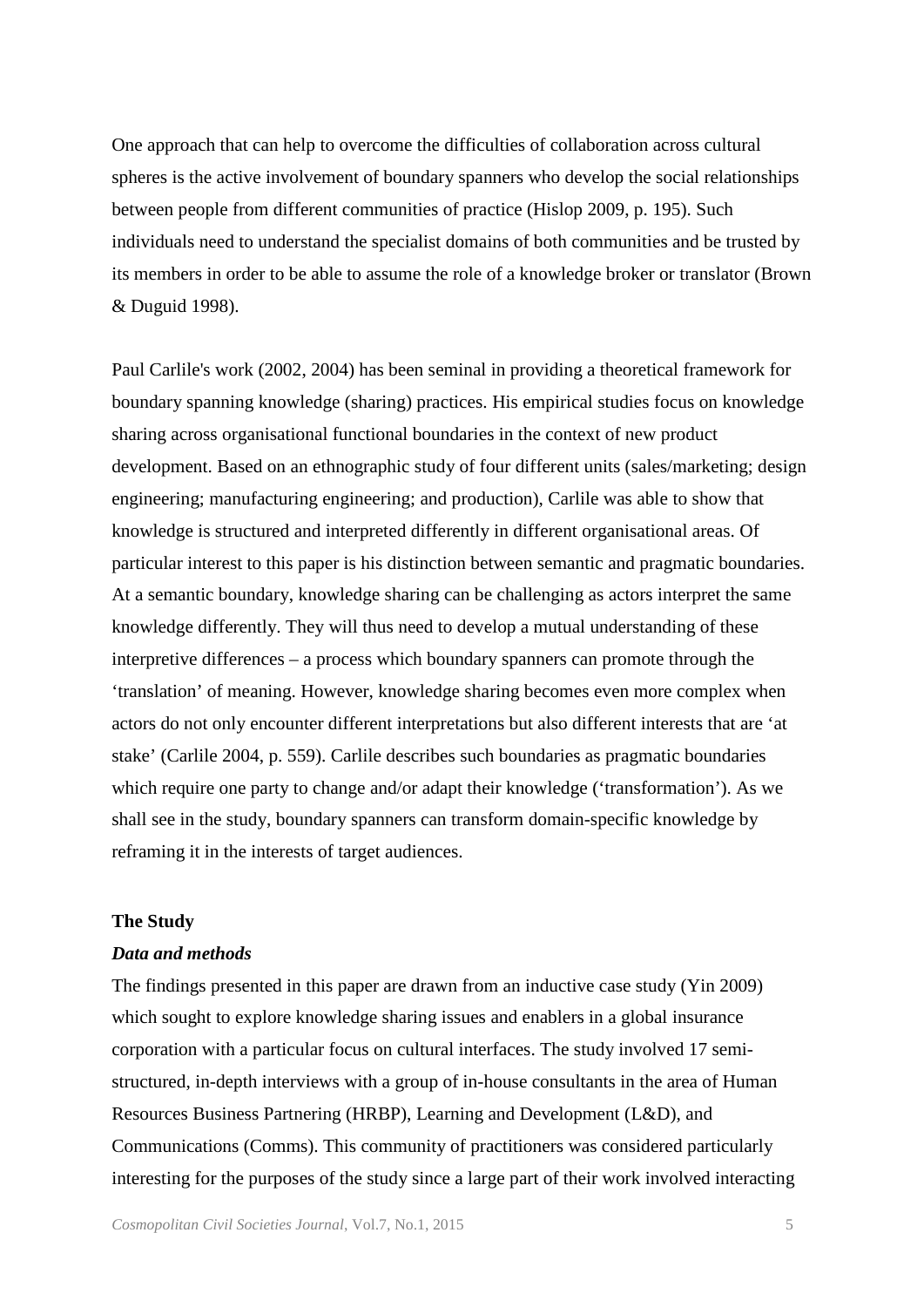One approach that can help to overcome the difficulties of collaboration across cultural spheres is the active involvement of boundary spanners who develop the social relationships between people from different communities of practice (Hislop 2009, p. 195). Such individuals need to understand the specialist domains of both communities and be trusted by its members in order to be able to assume the role of a knowledge broker or translator (Brown & Duguid 1998).

Paul Carlile's work (2002, 2004) has been seminal in providing a theoretical framework for boundary spanning knowledge (sharing) practices. His empirical studies focus on knowledge sharing across organisational functional boundaries in the context of new product development. Based on an ethnographic study of four different units (sales/marketing; design engineering; manufacturing engineering; and production), Carlile was able to show that knowledge is structured and interpreted differently in different organisational areas. Of particular interest to this paper is his distinction between semantic and pragmatic boundaries. At a semantic boundary, knowledge sharing can be challenging as actors interpret the same knowledge differently. They will thus need to develop a mutual understanding of these interpretive differences – a process which boundary spanners can promote through the 'translation' of meaning. However, knowledge sharing becomes even more complex when actors do not only encounter different interpretations but also different interests that are 'at stake' (Carlile 2004, p. 559). Carlile describes such boundaries as pragmatic boundaries which require one party to change and/or adapt their knowledge ('transformation'). As we shall see in the study, boundary spanners can transform domain-specific knowledge by reframing it in the interests of target audiences.

## The Study

### *Data and methods*

The findings presented in this paper are drawn from an inductive case study (Yin 2009) which sought to explore knowledge sharing issues and enablers in a global insurance corporation with a particular focus on cultural interfaces. The study involved 17 semi-structured, in-depth interviews with a group of in-house consultants in the area of Human Resources Business Partnering (HRBP), Learning and Development (L&D), and Communications (Comms). This community of practitioners was considered particularly interesting for the purposes of the study since a large part of their work involved interacting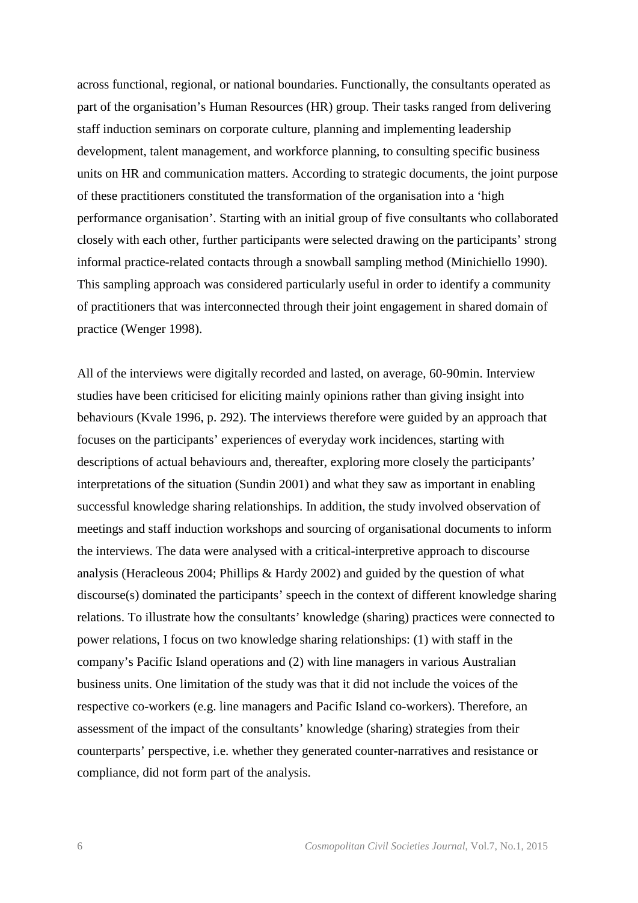across functional, regional, or national boundaries. Functionally, the consultants operated as part of the organisation's Human Resources (HR) group. Their tasks ranged from delivering staff induction seminars on corporate culture, planning and implementing leadership development, talent management, and workforce planning, to consulting specific business units on HR and communication matters. According to strategic documents, the joint purpose of these practitioners constituted the transformation of the organisation into a 'high performance organisation'. Starting with an initial group of five consultants who collaborated closely with each other, further participants were selected drawing on the participants' strong informal practice-related contacts through a snowball sampling method (Minichiello 1990). This sampling approach was considered particularly useful in order to identify a community of practitioners that was interconnected through their joint engagement in shared domain of practice (Wenger 1998).

All of the interviews were digitally recorded and lasted, on average, 60-90min. Interview studies have been criticised for eliciting mainly opinions rather than giving insight into behaviours (Kvale 1996, p. 292). The interviews therefore were guided by an approach that focuses on the participants' experiences of everyday work incidences, starting with descriptions of actual behaviours and, thereafter, exploring more closely the participants' interpretations of the situation (Sundin 2001) and what they saw as important in enabling successful knowledge sharing relationships. In addition, the study involved observation of meetings and staff induction workshops and sourcing of organisational documents to inform the interviews. The data were analysed with a critical-interpretive approach to discourse analysis (Heracleous 2004; Phillips & Hardy 2002) and guided by the question of what discourse(s) dominated the participants' speech in the context of different knowledge sharing relations. To illustrate how the consultants' knowledge (sharing) practices were connected to power relations, I focus on two knowledge sharing relationships: (1) with staff in the company's Pacific Island operations and (2) with line managers in various Australian business units. One limitation of the study was that it did not include the voices of the respective co-workers (e.g. line managers and Pacific Island co-workers). Therefore, an assessment of the impact of the consultants' knowledge (sharing) strategies from their counterparts' perspective, i.e. whether they generated counter-narratives and resistance or compliance, did not form part of the analysis.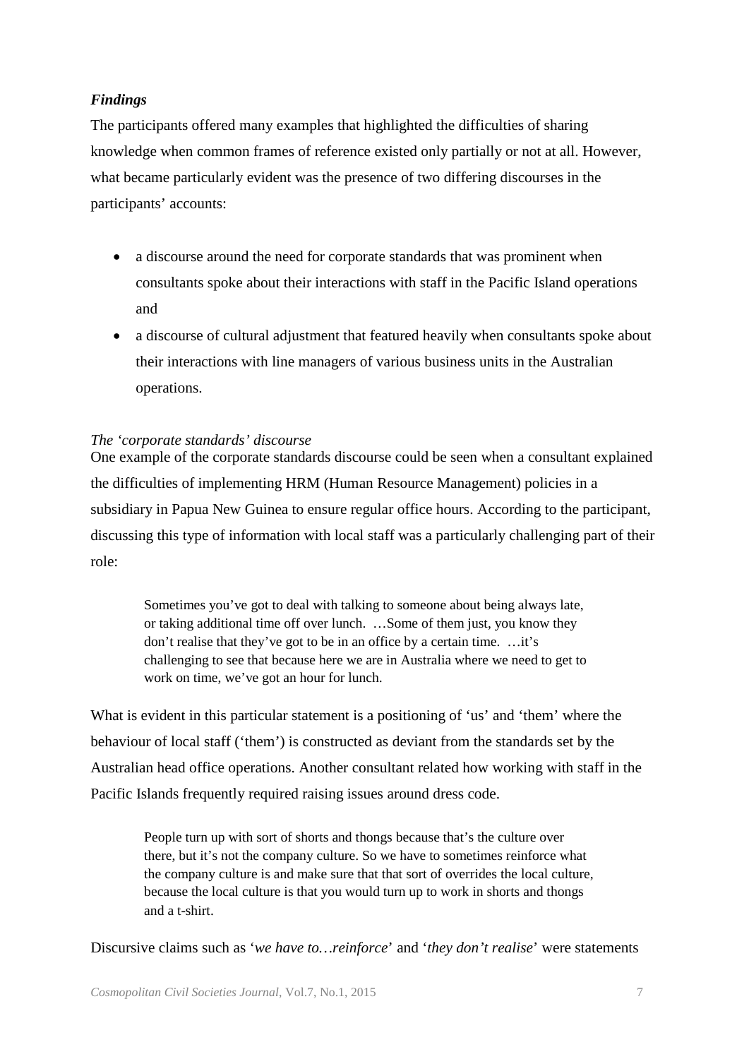### *Findings*

The participants offered many examples that highlighted the difficulties of sharing knowledge when common frames of reference existed only partially or not at all. However, what became particularly evident was the presence of two differing discourses in the participants' accounts:

- a discourse around the need for corporate standards that was prominent when consultants spoke about their interactions with staff in the Pacific Island operations and
- a discourse of cultural adjustment that featured heavily when consultants spoke about their interactions with line managers of various business units in the Australian operations.

#### *The 'corporate standards' discourse*

One example of the corporate standards discourse could be seen when a consultant explained the difficulties of implementing HRM (Human Resource Management) policies in a subsidiary in Papua New Guinea to ensure regular office hours. According to the participant, discussing this type of information with local staff was a particularly challenging part of their role:

> Sometimes you've got to deal with talking to someone about being always late, or taking additional time off over lunch. …Some of them just, you know they don't realise that they've got to be in an office by a certain time. …it's challenging to see that because here we are in Australia where we need to get to work on time, we've got an hour for lunch.

What is evident in this particular statement is a positioning of 'us' and 'them' where the behaviour of local staff ('them') is constructed as deviant from the standards set by the Australian head office operations. Another consultant related how working with staff in the Pacific Islands frequently required raising issues around dress code.

> People turn up with sort of shorts and thongs because that's the culture over there, but it's not the company culture. So we have to sometimes reinforce what the company culture is and make sure that that sort of overrides the local culture, because the local culture is that you would turn up to work in shorts and thongs and a t-shirt.

Discursive claims such as '*we have to…reinforce*' and '*they don't realise*' were statements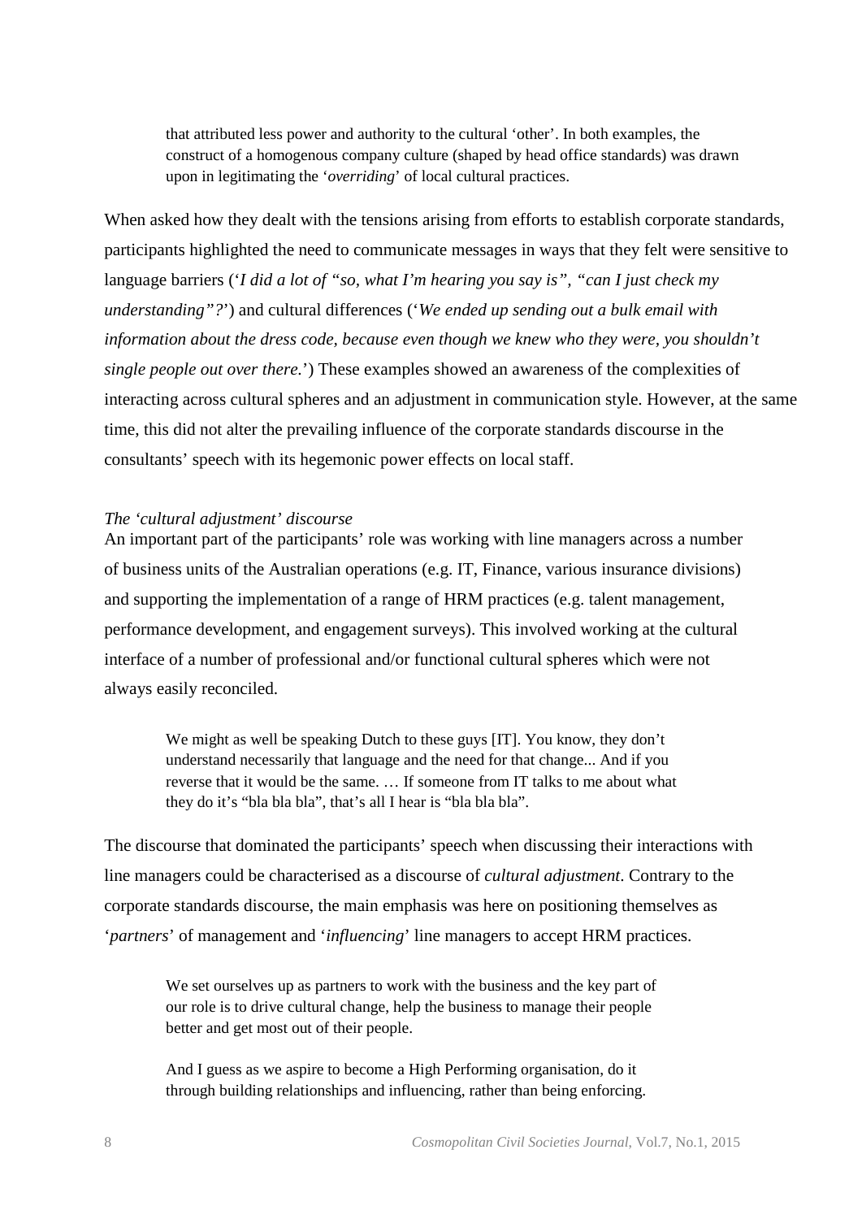> that attributed less power and authority to the cultural 'other'. In both examples, the construct of a homogenous company culture (shaped by head office standards) was drawn upon in legitimating the '*overriding*' of local cultural practices.

When asked how they dealt with the tensions arising from efforts to establish corporate standards, participants highlighted the need to communicate messages in ways that they felt were sensitive to language barriers ('*I did a lot of "so, what I'm hearing you say is", "can I just check my understanding"?*') and cultural differences ('*We ended up sending out a bulk email with information about the dress code, because even though we knew who they were, you shouldn't single people out over there.*') These examples showed an awareness of the complexities of interacting across cultural spheres and an adjustment in communication style. However, at the same time, this did not alter the prevailing influence of the corporate standards discourse in the consultants' speech with its hegemonic power effects on local staff.

*The 'cultural adjustment' discourse*

An important part of the participants' role was working with line managers across a number of business units of the Australian operations (e.g. IT, Finance, various insurance divisions) and supporting the implementation of a range of HRM practices (e.g. talent management, performance development, and engagement surveys). This involved working at the cultural interface of a number of professional and/or functional cultural spheres which were not always easily reconciled.

> We might as well be speaking Dutch to these guys [IT]. You know, they don't understand necessarily that language and the need for that change... And if you reverse that it would be the same. … If someone from IT talks to me about what they do it's "bla bla bla", that's all I hear is "bla bla bla".

The discourse that dominated the participants' speech when discussing their interactions with line managers could be characterised as a discourse of *cultural adjustment*. Contrary to the corporate standards discourse, the main emphasis was here on positioning themselves as '*partners*' of management and '*influencing*' line managers to accept HRM practices.

> We set ourselves up as partners to work with the business and the key part of our role is to drive cultural change, help the business to manage their people better and get most out of their people.

> And I guess as we aspire to become a High Performing organisation, do it through building relationships and influencing, rather than being enforcing.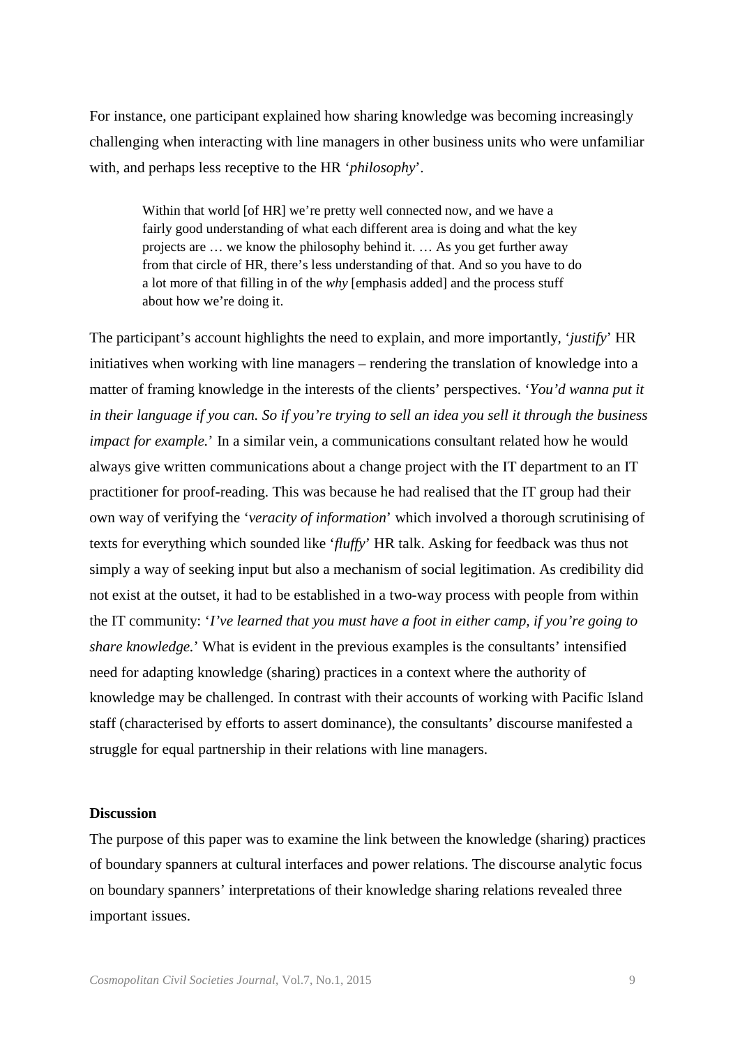For instance, one participant explained how sharing knowledge was becoming increasingly challenging when interacting with line managers in other business units who were unfamiliar with, and perhaps less receptive to the HR '*philosophy*'.

> Within that world [of HR] we're pretty well connected now, and we have a fairly good understanding of what each different area is doing and what the key projects are … we know the philosophy behind it. … As you get further away from that circle of HR, there's less understanding of that. And so you have to do a lot more of that filling in of the *why* [emphasis added] and the process stuff about how we're doing it.

The participant's account highlights the need to explain, and more importantly, '*justify*' HR initiatives when working with line managers – rendering the translation of knowledge into a matter of framing knowledge in the interests of the clients' perspectives. '*You'd wanna put it in their language if you can. So if you're trying to sell an idea you sell it through the business impact for example.*' In a similar vein, a communications consultant related how he would always give written communications about a change project with the IT department to an IT practitioner for proof-reading. This was because he had realised that the IT group had their own way of verifying the '*veracity of information*' which involved a thorough scrutinising of texts for everything which sounded like '*fluffy*' HR talk. Asking for feedback was thus not simply a way of seeking input but also a mechanism of social legitimation. As credibility did not exist at the outset, it had to be established in a two-way process with people from within the IT community: '*I've learned that you must have a foot in either camp, if you're going to share knowledge.*' What is evident in the previous examples is the consultants' intensified need for adapting knowledge (sharing) practices in a context where the authority of knowledge may be challenged. In contrast with their accounts of working with Pacific Island staff (characterised by efforts to assert dominance), the consultants' discourse manifested a struggle for equal partnership in their relations with line managers.

## Discussion

The purpose of this paper was to examine the link between the knowledge (sharing) practices of boundary spanners at cultural interfaces and power relations. The discourse analytic focus on boundary spanners' interpretations of their knowledge sharing relations revealed three important issues.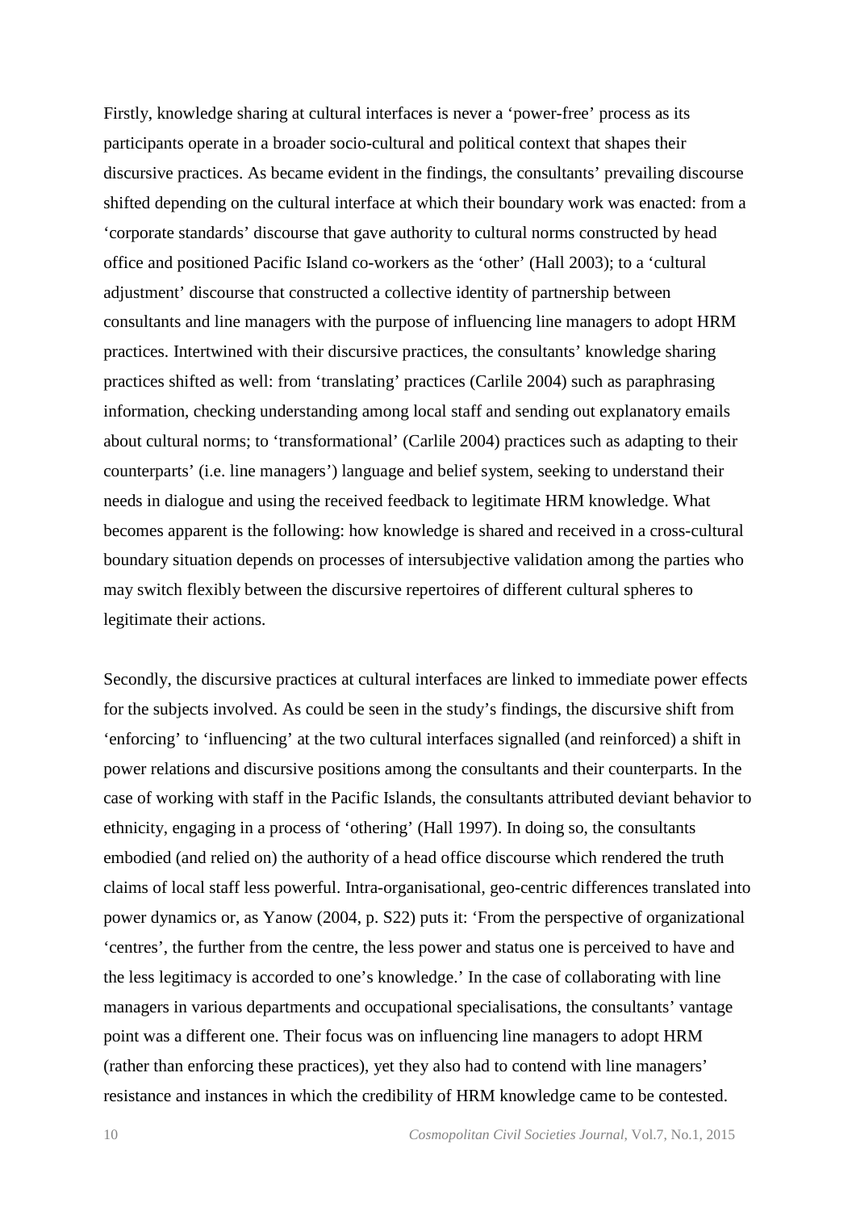Firstly, knowledge sharing at cultural interfaces is never a 'power-free' process as its participants operate in a broader socio-cultural and political context that shapes their discursive practices. As became evident in the findings, the consultants' prevailing discourse shifted depending on the cultural interface at which their boundary work was enacted: from a 'corporate standards' discourse that gave authority to cultural norms constructed by head office and positioned Pacific Island co-workers as the 'other' (Hall 2003); to a 'cultural adjustment' discourse that constructed a collective identity of partnership between consultants and line managers with the purpose of influencing line managers to adopt HRM practices. Intertwined with their discursive practices, the consultants' knowledge sharing practices shifted as well: from 'translating' practices (Carlile 2004) such as paraphrasing information, checking understanding among local staff and sending out explanatory emails about cultural norms; to 'transformational' (Carlile 2004) practices such as adapting to their counterparts' (i.e. line managers') language and belief system, seeking to understand their needs in dialogue and using the received feedback to legitimate HRM knowledge. What becomes apparent is the following: how knowledge is shared and received in a cross-cultural boundary situation depends on processes of intersubjective validation among the parties who may switch flexibly between the discursive repertoires of different cultural spheres to legitimate their actions.

Secondly, the discursive practices at cultural interfaces are linked to immediate power effects for the subjects involved. As could be seen in the study's findings, the discursive shift from 'enforcing' to 'influencing' at the two cultural interfaces signalled (and reinforced) a shift in power relations and discursive positions among the consultants and their counterparts. In the case of working with staff in the Pacific Islands, the consultants attributed deviant behavior to ethnicity, engaging in a process of 'othering' (Hall 1997). In doing so, the consultants embodied (and relied on) the authority of a head office discourse which rendered the truth claims of local staff less powerful. Intra-organisational, geo-centric differences translated into power dynamics or, as Yanow (2004, p. S22) puts it: 'From the perspective of organizational 'centres', the further from the centre, the less power and status one is perceived to have and the less legitimacy is accorded to one's knowledge.' In the case of collaborating with line managers in various departments and occupational specialisations, the consultants' vantage point was a different one. Their focus was on influencing line managers to adopt HRM (rather than enforcing these practices), yet they also had to contend with line managers' resistance and instances in which the credibility of HRM knowledge came to be contested.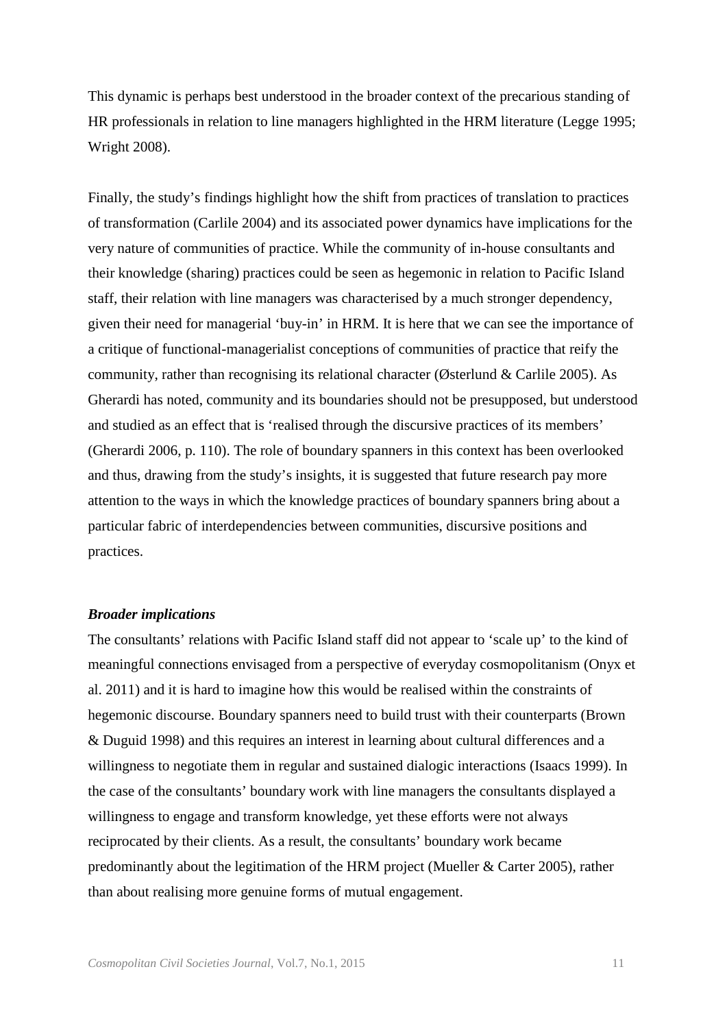This dynamic is perhaps best understood in the broader context of the precarious standing of HR professionals in relation to line managers highlighted in the HRM literature (Legge 1995; Wright 2008).

Finally, the study's findings highlight how the shift from practices of translation to practices of transformation (Carlile 2004) and its associated power dynamics have implications for the very nature of communities of practice. While the community of in-house consultants and their knowledge (sharing) practices could be seen as hegemonic in relation to Pacific Island staff, their relation with line managers was characterised by a much stronger dependency, given their need for managerial 'buy-in' in HRM. It is here that we can see the importance of a critique of functional-managerialist conceptions of communities of practice that reify the community, rather than recognising its relational character (Østerlund & Carlile 2005). As Gherardi has noted, community and its boundaries should not be presupposed, but understood and studied as an effect that is 'realised through the discursive practices of its members' (Gherardi 2006, p. 110). The role of boundary spanners in this context has been overlooked and thus, drawing from the study's insights, it is suggested that future research pay more attention to the ways in which the knowledge practices of boundary spanners bring about a particular fabric of interdependencies between communities, discursive positions and practices.

### *Broader implications*

The consultants' relations with Pacific Island staff did not appear to 'scale up' to the kind of meaningful connections envisaged from a perspective of everyday cosmopolitanism (Onyx et al. 2011) and it is hard to imagine how this would be realised within the constraints of hegemonic discourse. Boundary spanners need to build trust with their counterparts (Brown & Duguid 1998) and this requires an interest in learning about cultural differences and a willingness to negotiate them in regular and sustained dialogic interactions (Isaacs 1999). In the case of the consultants' boundary work with line managers the consultants displayed a willingness to engage and transform knowledge, yet these efforts were not always reciprocated by their clients. As a result, the consultants' boundary work became predominantly about the legitimation of the HRM project (Mueller & Carter 2005), rather than about realising more genuine forms of mutual engagement.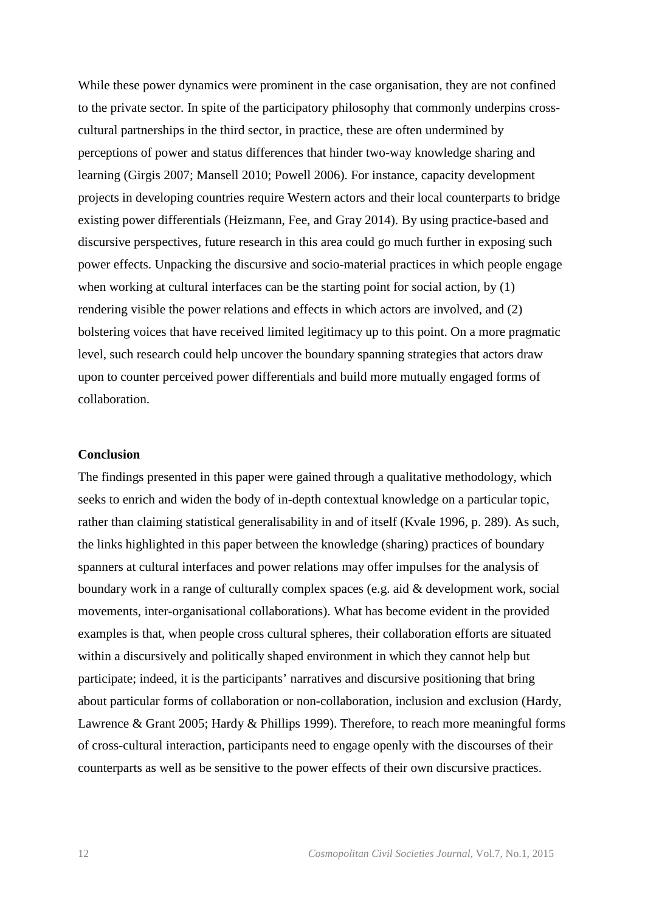While these power dynamics were prominent in the case organisation, they are not confined to the private sector. In spite of the participatory philosophy that commonly underpins cross-cultural partnerships in the third sector, in practice, these are often undermined by perceptions of power and status differences that hinder two-way knowledge sharing and learning (Girgis 2007; Mansell 2010; Powell 2006). For instance, capacity development projects in developing countries require Western actors and their local counterparts to bridge existing power differentials (Heizmann, Fee, and Gray 2014). By using practice-based and discursive perspectives, future research in this area could go much further in exposing such power effects. Unpacking the discursive and socio-material practices in which people engage when working at cultural interfaces can be the starting point for social action, by (1) rendering visible the power relations and effects in which actors are involved, and (2) bolstering voices that have received limited legitimacy up to this point. On a more pragmatic level, such research could help uncover the boundary spanning strategies that actors draw upon to counter perceived power differentials and build more mutually engaged forms of collaboration.

## Conclusion

The findings presented in this paper were gained through a qualitative methodology, which seeks to enrich and widen the body of in-depth contextual knowledge on a particular topic, rather than claiming statistical generalisability in and of itself (Kvale 1996, p. 289). As such, the links highlighted in this paper between the knowledge (sharing) practices of boundary spanners at cultural interfaces and power relations may offer impulses for the analysis of boundary work in a range of culturally complex spaces (e.g. aid & development work, social movements, inter-organisational collaborations). What has become evident in the provided examples is that, when people cross cultural spheres, their collaboration efforts are situated within a discursively and politically shaped environment in which they cannot help but participate; indeed, it is the participants' narratives and discursive positioning that bring about particular forms of collaboration or non-collaboration, inclusion and exclusion (Hardy, Lawrence & Grant 2005; Hardy & Phillips 1999). Therefore, to reach more meaningful forms of cross-cultural interaction, participants need to engage openly with the discourses of their counterparts as well as be sensitive to the power effects of their own discursive practices.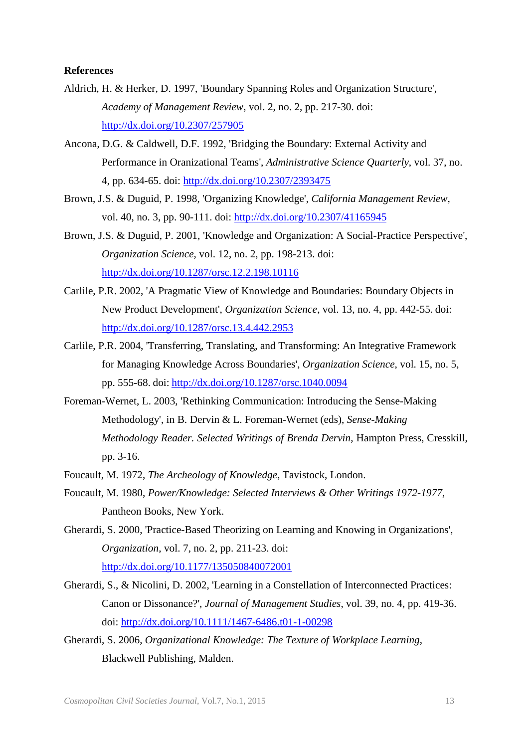**References**

Aldrich, H. & Herker, D. 1997, 'Boundary Spanning Roles and Organization Structure', *Academy of Management Review*, vol. 2, no. 2, pp. 217-30. doi: http://dx.doi.org/10.2307/257905

Ancona, D.G. & Caldwell, D.F. 1992, 'Bridging the Boundary: External Activity and Performance in Oranizational Teams', *Administrative Science Quarterly*, vol. 37, no. 4, pp. 634-65. doi: http://dx.doi.org/10.2307/2393475

Brown, J.S. & Duguid, P. 1998, 'Organizing Knowledge', *California Management Review*, vol. 40, no. 3, pp. 90-111. doi: http://dx.doi.org/10.2307/41165945

Brown, J.S. & Duguid, P. 2001, 'Knowledge and Organization: A Social-Practice Perspective', *Organization Science*, vol. 12, no. 2, pp. 198-213. doi: http://dx.doi.org/10.1287/orsc.12.2.198.10116

Carlile, P.R. 2002, 'A Pragmatic View of Knowledge and Boundaries: Boundary Objects in New Product Development', *Organization Science*, vol. 13, no. 4, pp. 442-55. doi: http://dx.doi.org/10.1287/orsc.13.4.442.2953

Carlile, P.R. 2004, 'Transferring, Translating, and Transforming: An Integrative Framework for Managing Knowledge Across Boundaries', *Organization Science*, vol. 15, no. 5, pp. 555-68. doi: http://dx.doi.org/10.1287/orsc.1040.0094

Foreman-Wernet, L. 2003, 'Rethinking Communication: Introducing the Sense-Making Methodology', in B. Dervin & L. Foreman-Wernet (eds), *Sense-Making Methodology Reader. Selected Writings of Brenda Dervin*, Hampton Press, Cresskill, pp. 3-16.

Foucault, M. 1972, *The Archeology of Knowledge*, Tavistock, London.

Foucault, M. 1980, *Power/Knowledge: Selected Interviews & Other Writings 1972-1977*, Pantheon Books, New York.

Gherardi, S. 2000, 'Practice-Based Theorizing on Learning and Knowing in Organizations', *Organization*, vol. 7, no. 2, pp. 211-23. doi: http://dx.doi.org/10.1177/135050840072001

Gherardi, S., & Nicolini, D. 2002, 'Learning in a Constellation of Interconnected Practices: Canon or Dissonance?', *Journal of Management Studies*, vol. 39, no. 4, pp. 419-36. doi: http://dx.doi.org/10.1111/1467-6486.t01-1-00298

Gherardi, S. 2006, *Organizational Knowledge: The Texture of Workplace Learning*, Blackwell Publishing, Malden.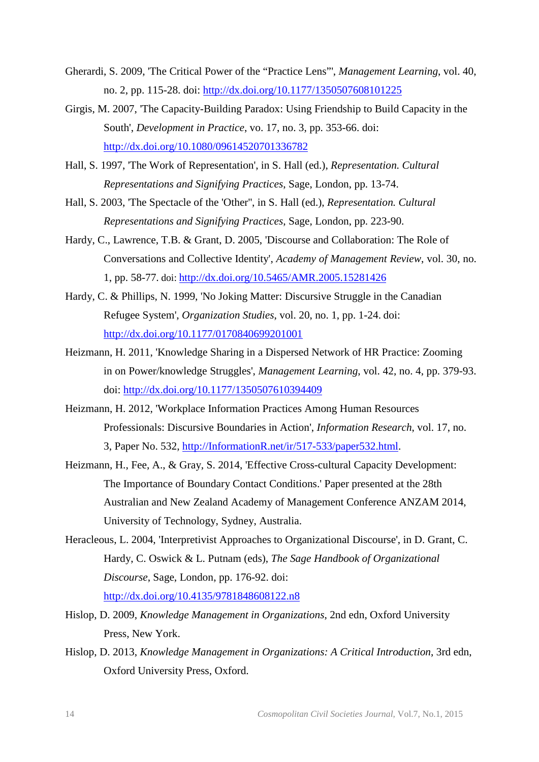Gherardi, S. 2009, 'The Critical Power of the “Practice Lens”', *Management Learning*, vol. 40, no. 2, pp. 115-28. doi: http://dx.doi.org/10.1177/1350507608101225

Girgis, M. 2007, 'The Capacity-Building Paradox: Using Friendship to Build Capacity in the South', *Development in Practice*, vo. 17, no. 3, pp. 353-66. doi: http://dx.doi.org/10.1080/09614520701336782

Hall, S. 1997, 'The Work of Representation', in S. Hall (ed.), *Representation. Cultural Representations and Signifying Practices*, Sage, London, pp. 13-74.

Hall, S. 2003, 'The Spectacle of the 'Other'', in S. Hall (ed.), *Representation. Cultural Representations and Signifying Practices*, Sage, London, pp. 223-90.

Hardy, C., Lawrence, T.B. & Grant, D. 2005, 'Discourse and Collaboration: The Role of Conversations and Collective Identity', *Academy of Management Review*, vol. 30, no. 1, pp. 58-77. doi: http://dx.doi.org/10.5465/AMR.2005.15281426

Hardy, C. & Phillips, N. 1999, 'No Joking Matter: Discursive Struggle in the Canadian Refugee System', *Organization Studies*, vol. 20, no. 1, pp. 1-24. doi: http://dx.doi.org/10.1177/0170840699201001

Heizmann, H. 2011, 'Knowledge Sharing in a Dispersed Network of HR Practice: Zooming in on Power/knowledge Struggles', *Management Learning*, vol. 42, no. 4, pp. 379-93. doi: http://dx.doi.org/10.1177/1350507610394409

Heizmann, H. 2012, 'Workplace Information Practices Among Human Resources Professionals: Discursive Boundaries in Action', *Information Research*, vol. 17, no. 3, Paper No. 532, http://InformationR.net/ir/517-533/paper532.html.

Heizmann, H., Fee, A., & Gray, S. 2014, 'Effective Cross-cultural Capacity Development: The Importance of Boundary Contact Conditions.' Paper presented at the 28th Australian and New Zealand Academy of Management Conference ANZAM 2014, University of Technology, Sydney, Australia.

Heracleous, L. 2004, 'Interpretivist Approaches to Organizational Discourse', in D. Grant, C. Hardy, C. Oswick & L. Putnam (eds), *The Sage Handbook of Organizational Discourse*, Sage, London, pp. 176-92. doi: http://dx.doi.org/10.4135/9781848608122.n8

Hislop, D. 2009, *Knowledge Management in Organizations*, 2nd edn, Oxford University Press, New York.

Hislop, D. 2013, *Knowledge Management in Organizations: A Critical Introduction*, 3rd edn, Oxford University Press, Oxford.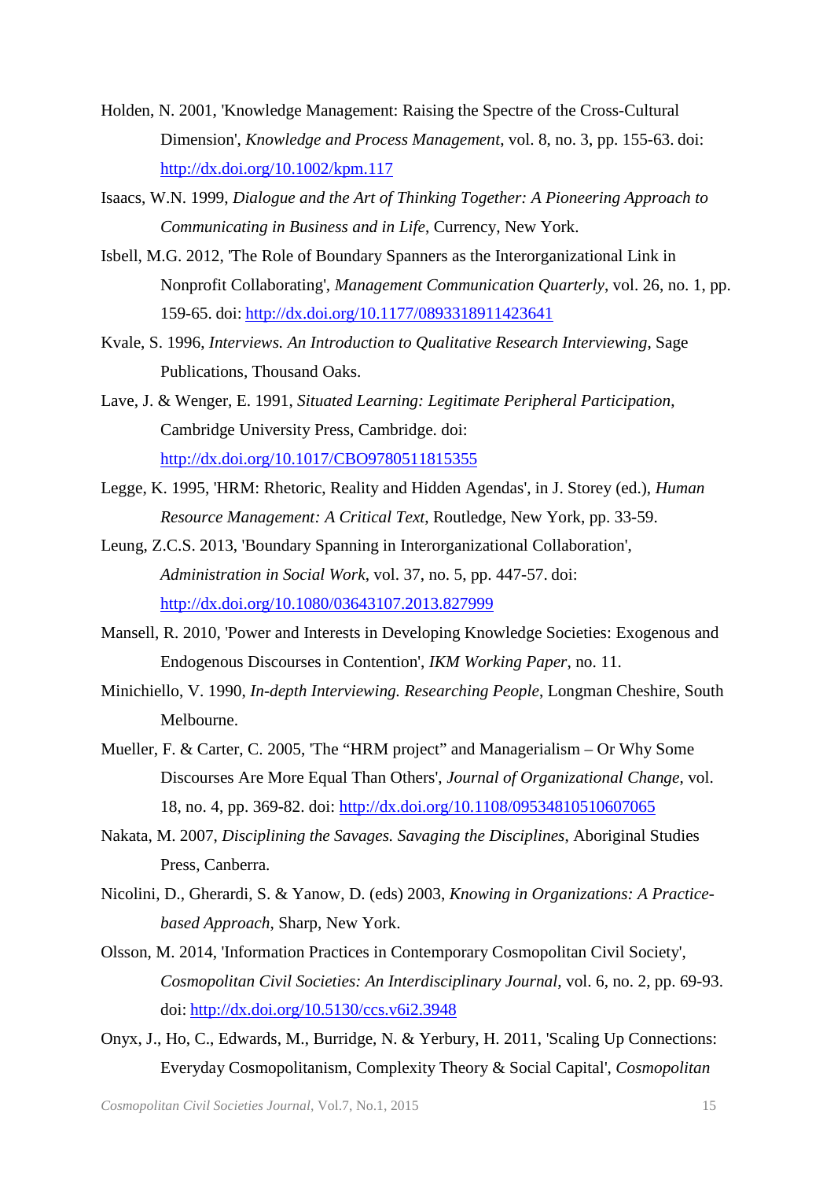Holden, N. 2001, 'Knowledge Management: Raising the Spectre of the Cross-Cultural Dimension', *Knowledge and Process Management*, vol. 8, no. 3, pp. 155-63. doi: http://dx.doi.org/10.1002/kpm.117

Isaacs, W.N. 1999, *Dialogue and the Art of Thinking Together: A Pioneering Approach to Communicating in Business and in Life*, Currency, New York.

Isbell, M.G. 2012, 'The Role of Boundary Spanners as the Interorganizational Link in Nonprofit Collaborating', *Management Communication Quarterly*, vol. 26, no. 1, pp. 159-65. doi: http://dx.doi.org/10.1177/0893318911423641

Kvale, S. 1996, *Interviews. An Introduction to Qualitative Research Interviewing*, Sage Publications, Thousand Oaks.

Lave, J. & Wenger, E. 1991, *Situated Learning: Legitimate Peripheral Participation*, Cambridge University Press, Cambridge. doi: http://dx.doi.org/10.1017/CBO9780511815355

Legge, K. 1995, 'HRM: Rhetoric, Reality and Hidden Agendas', in J. Storey (ed.), *Human Resource Management: A Critical Text*, Routledge, New York, pp. 33-59.

Leung, Z.C.S. 2013, 'Boundary Spanning in Interorganizational Collaboration', *Administration in Social Work*, vol. 37, no. 5, pp. 447-57. doi: http://dx.doi.org/10.1080/03643107.2013.827999

Mansell, R. 2010, 'Power and Interests in Developing Knowledge Societies: Exogenous and Endogenous Discourses in Contention', *IKM Working Paper*, no. 11.

Minichiello, V. 1990, *In-depth Interviewing. Researching People*, Longman Cheshire, South Melbourne.

Mueller, F. & Carter, C. 2005, 'The "HRM project" and Managerialism – Or Why Some Discourses Are More Equal Than Others', *Journal of Organizational Change*, vol. 18, no. 4, pp. 369-82. doi: http://dx.doi.org/10.1108/09534810510607065

Nakata, M. 2007, *Disciplining the Savages. Savaging the Disciplines*, Aboriginal Studies Press, Canberra.

Nicolini, D., Gherardi, S. & Yanow, D. (eds) 2003, *Knowing in Organizations: A Practice-based Approach*, Sharp, New York.

Olsson, M. 2014, 'Information Practices in Contemporary Cosmopolitan Civil Society', *Cosmopolitan Civil Societies: An Interdisciplinary Journal*, vol. 6, no. 2, pp. 69-93. doi: http://dx.doi.org/10.5130/ccs.v6i2.3948

Onyx, J., Ho, C., Edwards, M., Burridge, N. & Yerbury, H. 2011, 'Scaling Up Connections: Everyday Cosmopolitanism, Complexity Theory & Social Capital', *Cosmopolitan*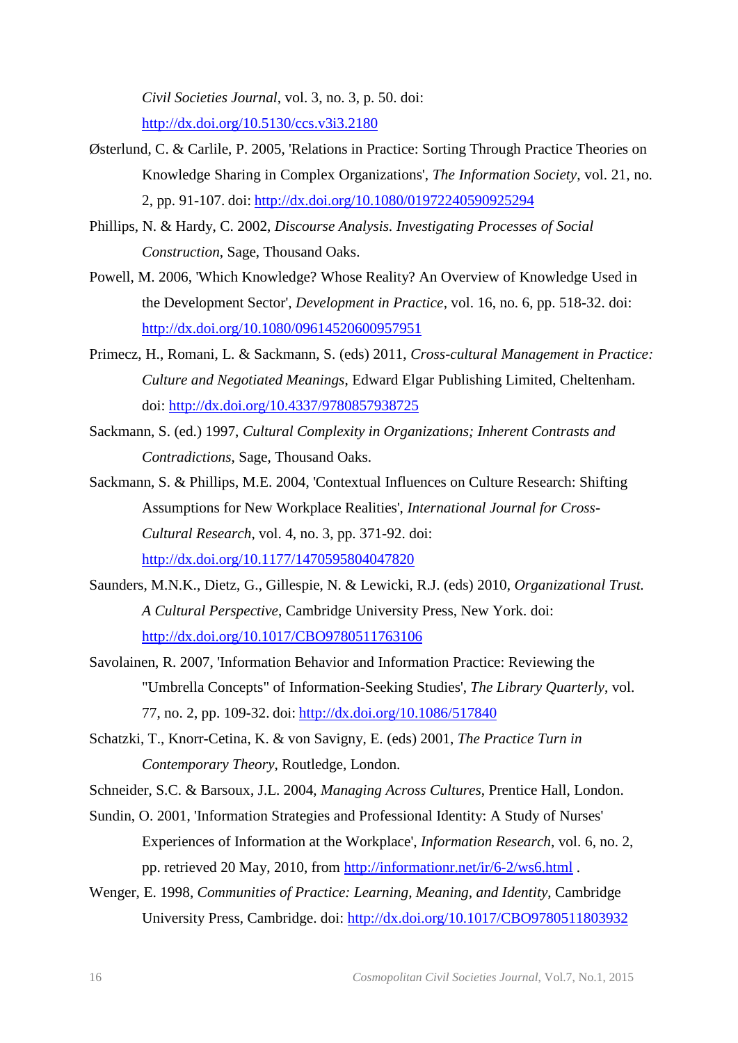*Civil Societies Journal*, vol. 3, no. 3, p. 50. doi: http://dx.doi.org/10.5130/ccs.v3i3.2180

Østerlund, C. & Carlile, P. 2005, 'Relations in Practice: Sorting Through Practice Theories on Knowledge Sharing in Complex Organizations', *The Information Society*, vol. 21, no. 2, pp. 91-107. doi: http://dx.doi.org/10.1080/01972240590925294

Phillips, N. & Hardy, C. 2002, *Discourse Analysis. Investigating Processes of Social Construction*, Sage, Thousand Oaks.

Powell, M. 2006, 'Which Knowledge? Whose Reality? An Overview of Knowledge Used in the Development Sector', *Development in Practice*, vol. 16, no. 6, pp. 518-32. doi: http://dx.doi.org/10.1080/09614520600957951

Primecz, H., Romani, L. & Sackmann, S. (eds) 2011, *Cross-cultural Management in Practice: Culture and Negotiated Meanings*, Edward Elgar Publishing Limited, Cheltenham. doi: http://dx.doi.org/10.4337/9780857938725

Sackmann, S. (ed.) 1997, *Cultural Complexity in Organizations; Inherent Contrasts and Contradictions*, Sage, Thousand Oaks.

Sackmann, S. & Phillips, M.E. 2004, 'Contextual Influences on Culture Research: Shifting Assumptions for New Workplace Realities', *International Journal for Cross-Cultural Research*, vol. 4, no. 3, pp. 371-92. doi: http://dx.doi.org/10.1177/1470595804047820

Saunders, M.N.K., Dietz, G., Gillespie, N. & Lewicki, R.J. (eds) 2010, *Organizational Trust. A Cultural Perspective*, Cambridge University Press, New York. doi: http://dx.doi.org/10.1017/CBO9780511763106

Savolainen, R. 2007, 'Information Behavior and Information Practice: Reviewing the "Umbrella Concepts" of Information-Seeking Studies', *The Library Quarterly*, vol. 77, no. 2, pp. 109-32. doi: http://dx.doi.org/10.1086/517840

Schatzki, T., Knorr-Cetina, K. & von Savigny, E. (eds) 2001, *The Practice Turn in Contemporary Theory*, Routledge, London.

Schneider, S.C. & Barsoux, J.L. 2004, *Managing Across Cultures*, Prentice Hall, London.

Sundin, O. 2001, 'Information Strategies and Professional Identity: A Study of Nurses' Experiences of Information at the Workplace', *Information Research*, vol. 6, no. 2, pp. retrieved 20 May, 2010, from http://informationr.net/ir/6-2/ws6.html .

Wenger, E. 1998, *Communities of Practice: Learning, Meaning, and Identity*, Cambridge University Press, Cambridge. doi: http://dx.doi.org/10.1017/CBO9780511803932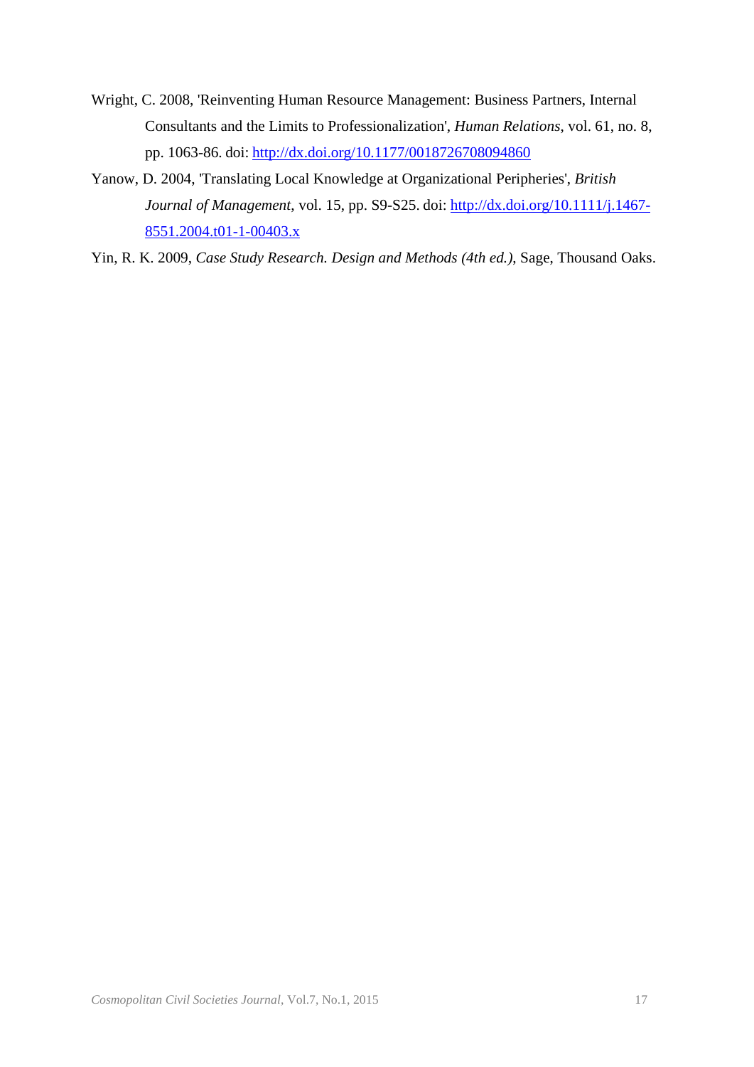Wright, C. 2008, 'Reinventing Human Resource Management: Business Partners, Internal Consultants and the Limits to Professionalization', *Human Relations*, vol. 61, no. 8, pp. 1063-86. doi: http://dx.doi.org/10.1177/0018726708094860

Yanow, D. 2004, 'Translating Local Knowledge at Organizational Peripheries', *British Journal of Management*, vol. 15, pp. S9-S25. doi: http://dx.doi.org/10.1111/j.1467-8551.2004.t01-1-00403.x

Yin, R. K. 2009, *Case Study Research. Design and Methods (4th ed.)*, Sage, Thousand Oaks.